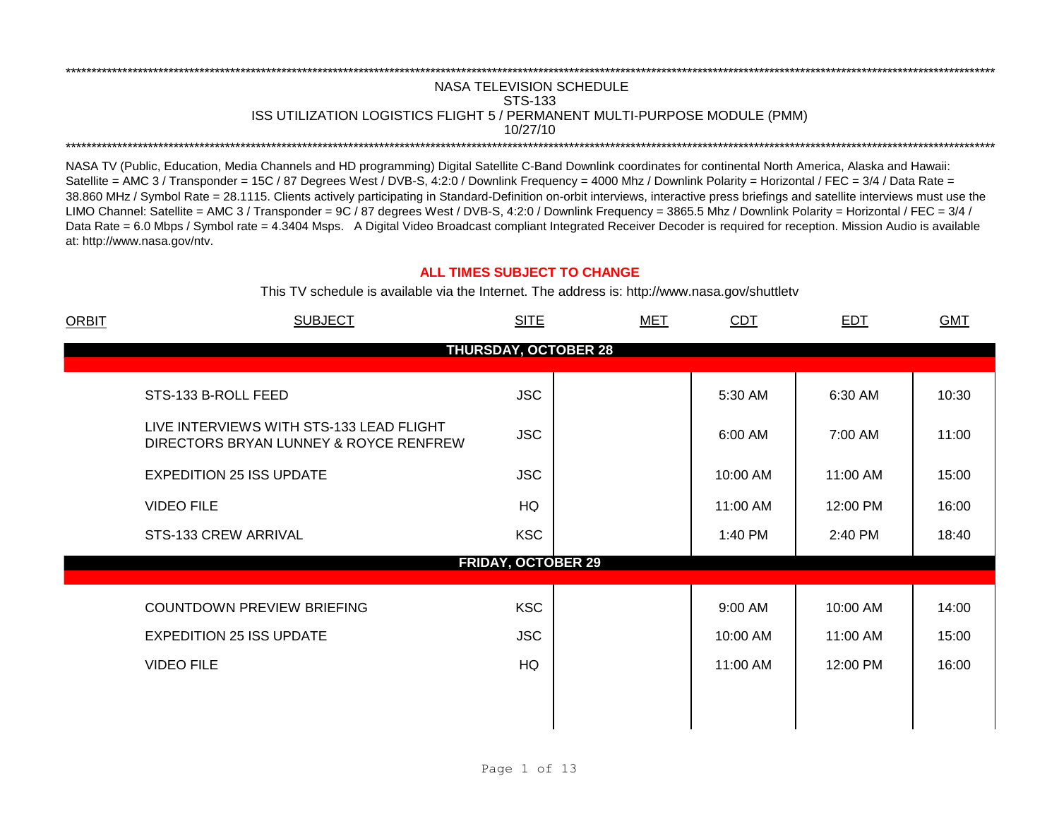NASA TELEVISION SCHEDULE
STS-133
ISS UTILIZATION LOGISTICS FLIGHT 5 / PERMANENT MULTI-PURPOSE MODULE (PMM)
10/27/10

NASA TV (Public, Education, Media Channels and HD programming) Digital Satellite C-Band Downlink coordinates for continental North America, Alaska and Hawaii: Satellite = AMC 3 / Transponder = 15C / 87 Degrees West / DVB-S, 4:2:0 / Downlink Frequency = 4000 Mhz / Downlink Polarity = Horizontal / FEC = 3/4 / Data Rate = 38.860 MHz / Symbol Rate = 28.1115. Clients actively participating in Standard-Definition on-orbit interviews, interactive press briefings and satellite interviews must use the LIMO Channel: Satellite = AMC 3 / Transponder = 9C / 87 degrees West / DVB-S, 4:2:0 / Downlink Frequency = 3865.5 Mhz / Downlink Polarity = Horizontal / FEC = 3/4 / Data Rate = 6.0 Mbps / Symbol rate = 4.3404 Msps. A Digital Video Broadcast compliant Integrated Receiver Decoder is required for reception. Mission Audio is available at: http://www.nasa.gov/ntv.

**ALL TIMES SUBJECT TO CHANGE**

This TV schedule is available via the Internet. The address is: http://www.nasa.gov/shuttletv

| ORBIT | SUBJECT | SITE | MET | CDT | EDT | GMT |
|---|---|---|---|---|---|---|
| | **THURSDAY, OCTOBER 28** | | | | | |
| | STS-133 B-ROLL FEED | JSC | | 5:30 AM | 6:30 AM | 10:30 |
| | LIVE INTERVIEWS WITH STS-133 LEAD FLIGHT DIRECTORS BRYAN LUNNEY & ROYCE RENFREW | JSC | | 6:00 AM | 7:00 AM | 11:00 |
| | EXPEDITION 25 ISS UPDATE | JSC | | 10:00 AM | 11:00 AM | 15:00 |
| | VIDEO FILE | HQ | | 11:00 AM | 12:00 PM | 16:00 |
| | STS-133 CREW ARRIVAL | KSC | | 1:40 PM | 2:40 PM | 18:40 |
| | **FRIDAY, OCTOBER 29** | | | | | |
| | COUNTDOWN PREVIEW BRIEFING | KSC | | 9:00 AM | 10:00 AM | 14:00 |
| | EXPEDITION 25 ISS UPDATE | JSC | | 10:00 AM | 11:00 AM | 15:00 |
| | VIDEO FILE | HQ | | 11:00 AM | 12:00 PM | 16:00 |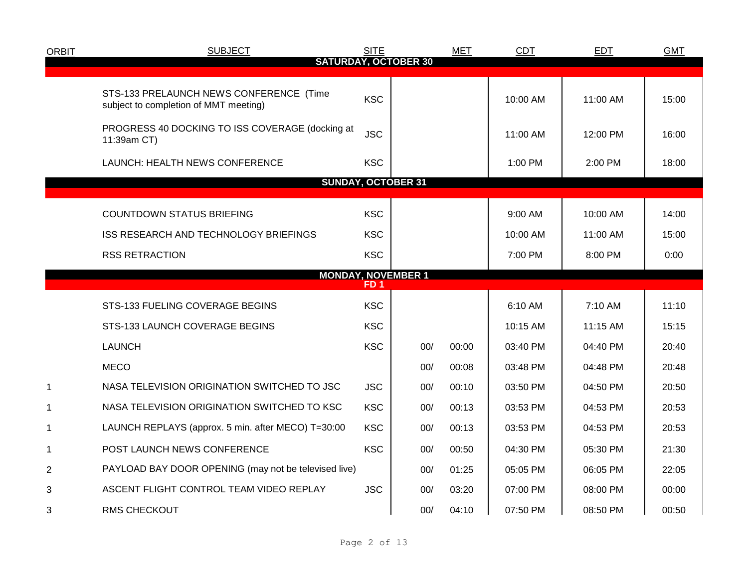| ORBIT | SUBJECT | SITE | | MET | CDT | EDT | GMT |
|---|---|---|---|---|---|---|---|
| **SATURDAY, OCTOBER 30** | | | | | | | |
| | STS-133 PRELAUNCH NEWS CONFERENCE (Time subject to completion of MMT meeting) | KSC | | | 10:00 AM | 11:00 AM | 15:00 |
| | PROGRESS 40 DOCKING TO ISS COVERAGE (docking at 11:39am CT) | JSC | | | 11:00 AM | 12:00 PM | 16:00 |
| | LAUNCH: HEALTH NEWS CONFERENCE | KSC | | | 1:00 PM | 2:00 PM | 18:00 |
| **SUNDAY, OCTOBER 31** | | | | | | | |
| | COUNTDOWN STATUS BRIEFING | KSC | | | 9:00 AM | 10:00 AM | 14:00 |
| | ISS RESEARCH AND TECHNOLOGY BRIEFINGS | KSC | | | 10:00 AM | 11:00 AM | 15:00 |
| | RSS RETRACTION | KSC | | | 7:00 PM | 8:00 PM | 0:00 |
| **MONDAY, NOVEMBER 1** | | | | | | | |
| **FD 1** | | | | | | | |
| | STS-133 FUELING COVERAGE BEGINS | KSC | | | 6:10 AM | 7:10 AM | 11:10 |
| | STS-133 LAUNCH COVERAGE BEGINS | KSC | | | 10:15 AM | 11:15 AM | 15:15 |
| | LAUNCH | KSC | 00/ | 00:00 | 03:40 PM | 04:40 PM | 20:40 |
| | MECO | | 00/ | 00:08 | 03:48 PM | 04:48 PM | 20:48 |
| 1 | NASA TELEVISION ORIGINATION SWITCHED TO JSC | JSC | 00/ | 00:10 | 03:50 PM | 04:50 PM | 20:50 |
| 1 | NASA TELEVISION ORIGINATION SWITCHED TO KSC | KSC | 00/ | 00:13 | 03:53 PM | 04:53 PM | 20:53 |
| 1 | LAUNCH REPLAYS (approx. 5 min. after MECO) T=30:00 | KSC | 00/ | 00:13 | 03:53 PM | 04:53 PM | 20:53 |
| 1 | POST LAUNCH NEWS CONFERENCE | KSC | 00/ | 00:50 | 04:30 PM | 05:30 PM | 21:30 |
| 2 | PAYLOAD BAY DOOR OPENING (may not be televised live) | | 00/ | 01:25 | 05:05 PM | 06:05 PM | 22:05 |
| 3 | ASCENT FLIGHT CONTROL TEAM VIDEO REPLAY | JSC | 00/ | 03:20 | 07:00 PM | 08:00 PM | 00:00 |
| 3 | RMS CHECKOUT | | 00/ | 04:10 | 07:50 PM | 08:50 PM | 00:50 |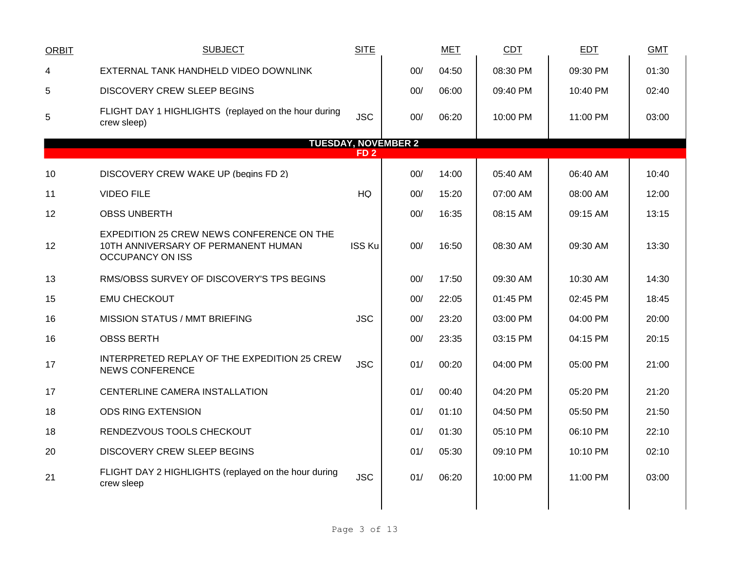| ORBIT | SUBJECT | SITE | MET | | CDT | EDT | GMT |
|---|---|---|---|---|---|---|---|
| 4 | EXTERNAL TANK HANDHELD VIDEO DOWNLINK | | 00/ | 04:50 | 08:30 PM | 09:30 PM | 01:30 |
| 5 | DISCOVERY CREW SLEEP BEGINS | | 00/ | 06:00 | 09:40 PM | 10:40 PM | 02:40 |
| 5 | FLIGHT DAY 1 HIGHLIGHTS (replayed on the hour during crew sleep) | JSC | 00/ | 06:20 | 10:00 PM | 11:00 PM | 03:00 |
| | **TUESDAY, NOVEMBER 2** | | | | | | |
| | **FD 2** | | | | | | |
| 10 | DISCOVERY CREW WAKE UP (begins FD 2) | | 00/ | 14:00 | 05:40 AM | 06:40 AM | 10:40 |
| 11 | VIDEO FILE | HQ | 00/ | 15:20 | 07:00 AM | 08:00 AM | 12:00 |
| 12 | OBSS UNBERTH | | 00/ | 16:35 | 08:15 AM | 09:15 AM | 13:15 |
| 12 | EXPEDITION 25 CREW NEWS CONFERENCE ON THE 10TH ANNIVERSARY OF PERMANENT HUMAN OCCUPANCY ON ISS | ISS Ku | 00/ | 16:50 | 08:30 AM | 09:30 AM | 13:30 |
| 13 | RMS/OBSS SURVEY OF DISCOVERY'S TPS BEGINS | | 00/ | 17:50 | 09:30 AM | 10:30 AM | 14:30 |
| 15 | EMU CHECKOUT | | 00/ | 22:05 | 01:45 PM | 02:45 PM | 18:45 |
| 16 | MISSION STATUS / MMT BRIEFING | JSC | 00/ | 23:20 | 03:00 PM | 04:00 PM | 20:00 |
| 16 | OBSS BERTH | | 00/ | 23:35 | 03:15 PM | 04:15 PM | 20:15 |
| 17 | INTERPRETED REPLAY OF THE EXPEDITION 25 CREW NEWS CONFERENCE | JSC | 01/ | 00:20 | 04:00 PM | 05:00 PM | 21:00 |
| 17 | CENTERLINE CAMERA INSTALLATION | | 01/ | 00:40 | 04:20 PM | 05:20 PM | 21:20 |
| 18 | ODS RING EXTENSION | | 01/ | 01:10 | 04:50 PM | 05:50 PM | 21:50 |
| 18 | RENDEZVOUS TOOLS CHECKOUT | | 01/ | 01:30 | 05:10 PM | 06:10 PM | 22:10 |
| 20 | DISCOVERY CREW SLEEP BEGINS | | 01/ | 05:30 | 09:10 PM | 10:10 PM | 02:10 |
| 21 | FLIGHT DAY 2 HIGHLIGHTS (replayed on the hour during crew sleep | JSC | 01/ | 06:20 | 10:00 PM | 11:00 PM | 03:00 |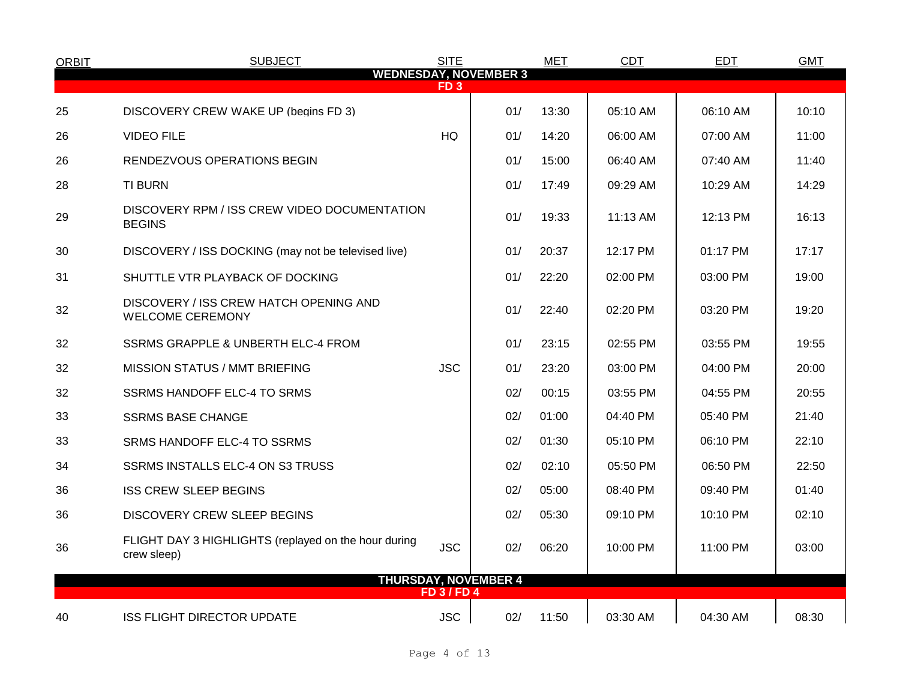| ORBIT | SUBJECT | SITE | MET | | CDT | EDT | GMT |
|---|---|---|---|---|---|---|---|
| **WEDNESDAY, NOVEMBER 3** | | | | | | | |
| **FD 3** | | | | | | | |
| 25 | DISCOVERY CREW WAKE UP (begins FD 3) | | 01/ | 13:30 | 05:10 AM | 06:10 AM | 10:10 |
| 26 | VIDEO FILE | HQ | 01/ | 14:20 | 06:00 AM | 07:00 AM | 11:00 |
| 26 | RENDEZVOUS OPERATIONS BEGIN | | 01/ | 15:00 | 06:40 AM | 07:40 AM | 11:40 |
| 28 | TI BURN | | 01/ | 17:49 | 09:29 AM | 10:29 AM | 14:29 |
| 29 | DISCOVERY RPM / ISS CREW VIDEO DOCUMENTATION BEGINS | | 01/ | 19:33 | 11:13 AM | 12:13 PM | 16:13 |
| 30 | DISCOVERY / ISS DOCKING (may not be televised live) | | 01/ | 20:37 | 12:17 PM | 01:17 PM | 17:17 |
| 31 | SHUTTLE VTR PLAYBACK OF DOCKING | | 01/ | 22:20 | 02:00 PM | 03:00 PM | 19:00 |
| 32 | DISCOVERY / ISS CREW HATCH OPENING AND WELCOME CEREMONY | | 01/ | 22:40 | 02:20 PM | 03:20 PM | 19:20 |
| 32 | SSRMS GRAPPLE & UNBERTH ELC-4 FROM | | 01/ | 23:15 | 02:55 PM | 03:55 PM | 19:55 |
| 32 | MISSION STATUS / MMT BRIEFING | JSC | 01/ | 23:20 | 03:00 PM | 04:00 PM | 20:00 |
| 32 | SSRMS HANDOFF ELC-4 TO SRMS | | 02/ | 00:15 | 03:55 PM | 04:55 PM | 20:55 |
| 33 | SSRMS BASE CHANGE | | 02/ | 01:00 | 04:40 PM | 05:40 PM | 21:40 |
| 33 | SRMS HANDOFF ELC-4 TO SSRMS | | 02/ | 01:30 | 05:10 PM | 06:10 PM | 22:10 |
| 34 | SSRMS INSTALLS ELC-4 ON S3 TRUSS | | 02/ | 02:10 | 05:50 PM | 06:50 PM | 22:50 |
| 36 | ISS CREW SLEEP BEGINS | | 02/ | 05:00 | 08:40 PM | 09:40 PM | 01:40 |
| 36 | DISCOVERY CREW SLEEP BEGINS | | 02/ | 05:30 | 09:10 PM | 10:10 PM | 02:10 |
| 36 | FLIGHT DAY 3 HIGHLIGHTS (replayed on the hour during crew sleep) | JSC | 02/ | 06:20 | 10:00 PM | 11:00 PM | 03:00 |
| **THURSDAY, NOVEMBER 4** | | | | | | | |
| **FD 3 / FD 4** | | | | | | | |
| 40 | ISS FLIGHT DIRECTOR UPDATE | JSC | 02/ | 11:50 | 03:30 AM | 04:30 AM | 08:30 |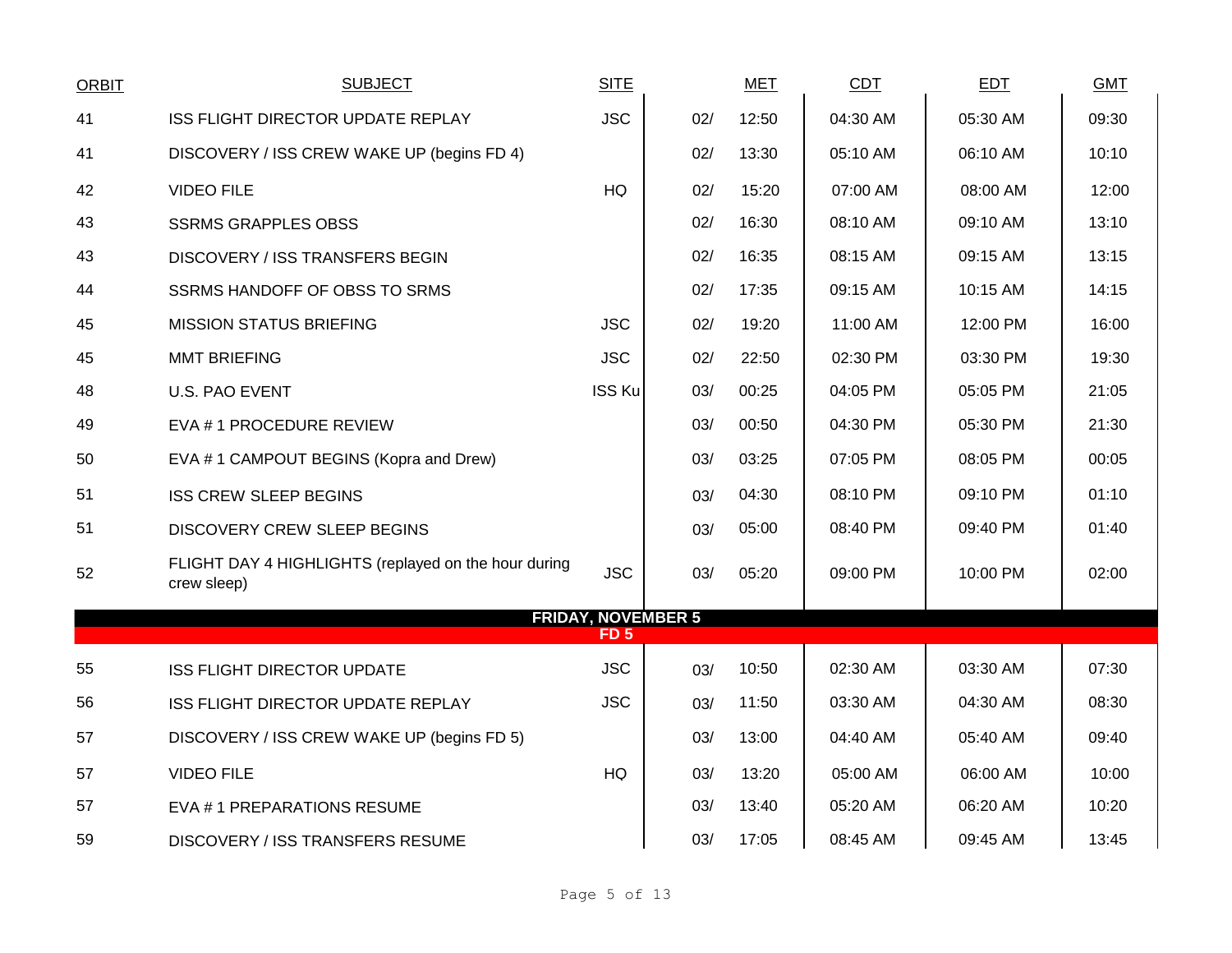| ORBIT | SUBJECT | SITE | MET | | CDT | EDT | GMT |
|---|---|---|---|---|---|---|---|
| 41 | ISS FLIGHT DIRECTOR UPDATE REPLAY | JSC | 02/ | 12:50 | 04:30 AM | 05:30 AM | 09:30 |
| 41 | DISCOVERY / ISS CREW WAKE UP (begins FD 4) | | 02/ | 13:30 | 05:10 AM | 06:10 AM | 10:10 |
| 42 | VIDEO FILE | HQ | 02/ | 15:20 | 07:00 AM | 08:00 AM | 12:00 |
| 43 | SSRMS GRAPPLES OBSS | | 02/ | 16:30 | 08:10 AM | 09:10 AM | 13:10 |
| 43 | DISCOVERY / ISS TRANSFERS BEGIN | | 02/ | 16:35 | 08:15 AM | 09:15 AM | 13:15 |
| 44 | SSRMS HANDOFF OF OBSS TO SRMS | | 02/ | 17:35 | 09:15 AM | 10:15 AM | 14:15 |
| 45 | MISSION STATUS BRIEFING | JSC | 02/ | 19:20 | 11:00 AM | 12:00 PM | 16:00 |
| 45 | MMT BRIEFING | JSC | 02/ | 22:50 | 02:30 PM | 03:30 PM | 19:30 |
| 48 | U.S. PAO EVENT | ISS Ku | 03/ | 00:25 | 04:05 PM | 05:05 PM | 21:05 |
| 49 | EVA # 1 PROCEDURE REVIEW | | 03/ | 00:50 | 04:30 PM | 05:30 PM | 21:30 |
| 50 | EVA # 1 CAMPOUT BEGINS (Kopra and Drew) | | 03/ | 03:25 | 07:05 PM | 08:05 PM | 00:05 |
| 51 | ISS CREW SLEEP BEGINS | | 03/ | 04:30 | 08:10 PM | 09:10 PM | 01:10 |
| 51 | DISCOVERY CREW SLEEP BEGINS | | 03/ | 05:00 | 08:40 PM | 09:40 PM | 01:40 |
| 52 | FLIGHT DAY 4 HIGHLIGHTS (replayed on the hour during crew sleep) | JSC | 03/ | 05:20 | 09:00 PM | 10:00 PM | 02:00 |
| | **FRIDAY, NOVEMBER 5** | | | | | | |
| | **FD 5** | | | | | | |
| 55 | ISS FLIGHT DIRECTOR UPDATE | JSC | 03/ | 10:50 | 02:30 AM | 03:30 AM | 07:30 |
| 56 | ISS FLIGHT DIRECTOR UPDATE REPLAY | JSC | 03/ | 11:50 | 03:30 AM | 04:30 AM | 08:30 |
| 57 | DISCOVERY / ISS CREW WAKE UP (begins FD 5) | | 03/ | 13:00 | 04:40 AM | 05:40 AM | 09:40 |
| 57 | VIDEO FILE | HQ | 03/ | 13:20 | 05:00 AM | 06:00 AM | 10:00 |
| 57 | EVA # 1 PREPARATIONS RESUME | | 03/ | 13:40 | 05:20 AM | 06:20 AM | 10:20 |
| 59 | DISCOVERY / ISS TRANSFERS RESUME | | 03/ | 17:05 | 08:45 AM | 09:45 AM | 13:45 |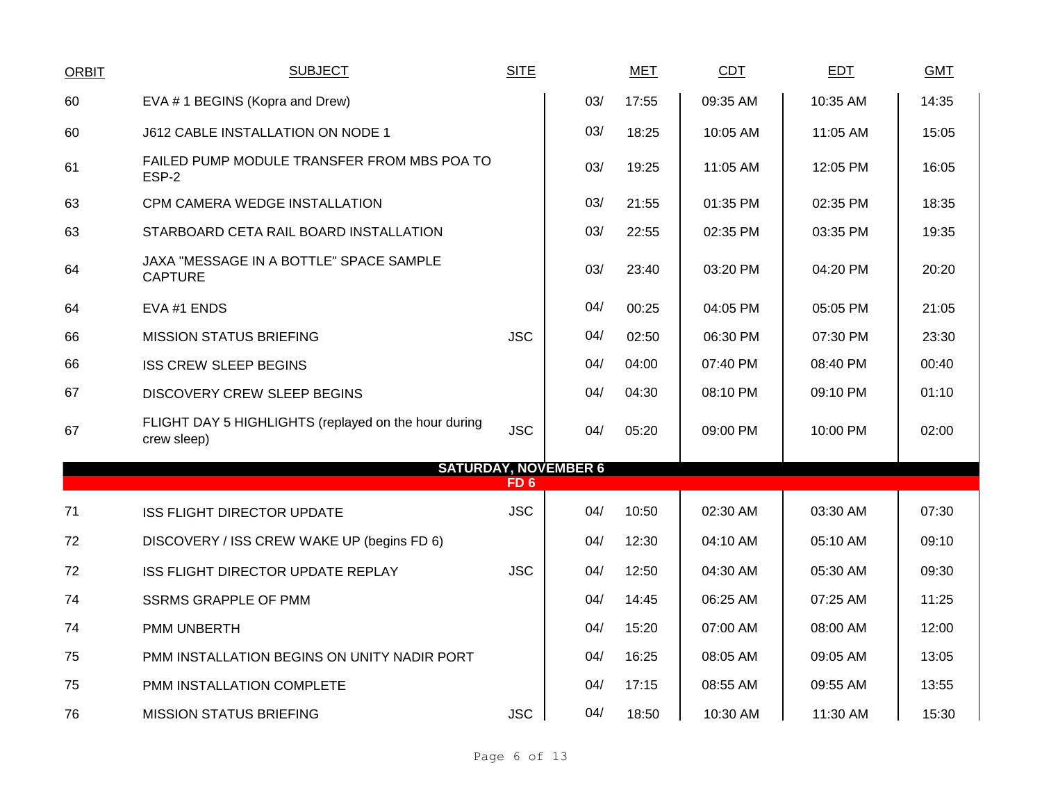| ORBIT | SUBJECT | SITE | MET | | CDT | EDT | GMT |
|---|---|---|---|---|---|---|---|
| 60 | EVA # 1 BEGINS (Kopra and Drew) | | 03/ | 17:55 | 09:35 AM | 10:35 AM | 14:35 |
| 60 | J612 CABLE INSTALLATION ON NODE 1 | | 03/ | 18:25 | 10:05 AM | 11:05 AM | 15:05 |
| 61 | FAILED PUMP MODULE TRANSFER FROM MBS POA TO ESP-2 | | 03/ | 19:25 | 11:05 AM | 12:05 PM | 16:05 |
| 63 | CPM CAMERA WEDGE INSTALLATION | | 03/ | 21:55 | 01:35 PM | 02:35 PM | 18:35 |
| 63 | STARBOARD CETA RAIL BOARD INSTALLATION | | 03/ | 22:55 | 02:35 PM | 03:35 PM | 19:35 |
| 64 | JAXA "MESSAGE IN A BOTTLE" SPACE SAMPLE CAPTURE | | 03/ | 23:40 | 03:20 PM | 04:20 PM | 20:20 |
| 64 | EVA #1 ENDS | | 04/ | 00:25 | 04:05 PM | 05:05 PM | 21:05 |
| 66 | MISSION STATUS BRIEFING | JSC | 04/ | 02:50 | 06:30 PM | 07:30 PM | 23:30 |
| 66 | ISS CREW SLEEP BEGINS | | 04/ | 04:00 | 07:40 PM | 08:40 PM | 00:40 |
| 67 | DISCOVERY CREW SLEEP BEGINS | | 04/ | 04:30 | 08:10 PM | 09:10 PM | 01:10 |
| 67 | FLIGHT DAY 5 HIGHLIGHTS (replayed on the hour during crew sleep) | JSC | 04/ | 05:20 | 09:00 PM | 10:00 PM | 02:00 |
| | **SATURDAY, NOVEMBER 6** | | | | | | |
| | **FD 6** | | | | | | |
| 71 | ISS FLIGHT DIRECTOR UPDATE | JSC | 04/ | 10:50 | 02:30 AM | 03:30 AM | 07:30 |
| 72 | DISCOVERY / ISS CREW WAKE UP (begins FD 6) | | 04/ | 12:30 | 04:10 AM | 05:10 AM | 09:10 |
| 72 | ISS FLIGHT DIRECTOR UPDATE REPLAY | JSC | 04/ | 12:50 | 04:30 AM | 05:30 AM | 09:30 |
| 74 | SSRMS GRAPPLE OF PMM | | 04/ | 14:45 | 06:25 AM | 07:25 AM | 11:25 |
| 74 | PMM UNBERTH | | 04/ | 15:20 | 07:00 AM | 08:00 AM | 12:00 |
| 75 | PMM INSTALLATION BEGINS ON UNITY NADIR PORT | | 04/ | 16:25 | 08:05 AM | 09:05 AM | 13:05 |
| 75 | PMM INSTALLATION COMPLETE | | 04/ | 17:15 | 08:55 AM | 09:55 AM | 13:55 |
| 76 | MISSION STATUS BRIEFING | JSC | 04/ | 18:50 | 10:30 AM | 11:30 AM | 15:30 |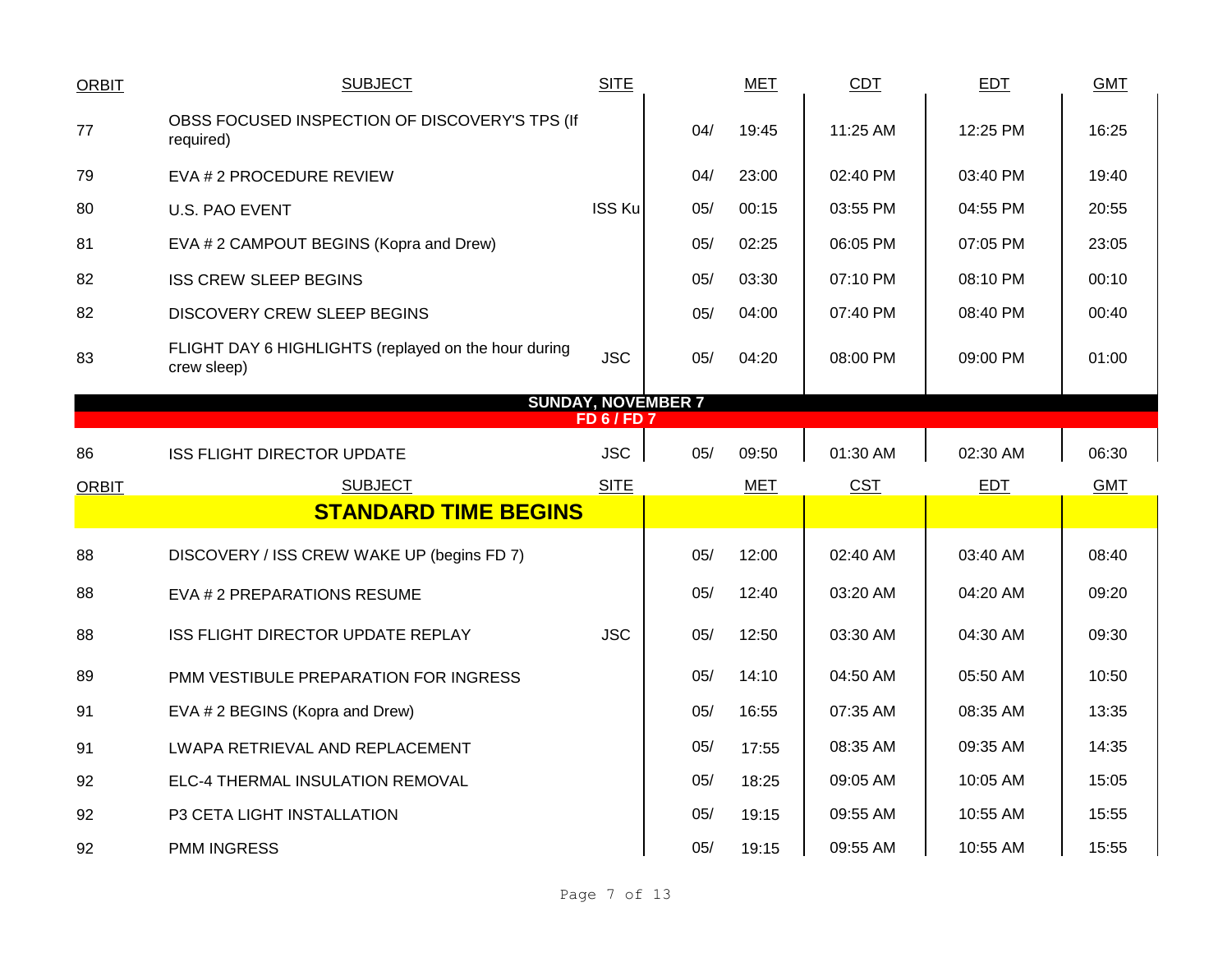| ORBIT | SUBJECT | SITE | MET | | CDT | EDT | GMT |
|---|---|---|---|---|---|---|---|
| 77 | OBSS FOCUSED INSPECTION OF DISCOVERY'S TPS (If required) | | 04/ | 19:45 | 11:25 AM | 12:25 PM | 16:25 |
| 79 | EVA # 2 PROCEDURE REVIEW | | 04/ | 23:00 | 02:40 PM | 03:40 PM | 19:40 |
| 80 | U.S. PAO EVENT | ISS Ku | 05/ | 00:15 | 03:55 PM | 04:55 PM | 20:55 |
| 81 | EVA # 2 CAMPOUT BEGINS (Kopra and Drew) | | 05/ | 02:25 | 06:05 PM | 07:05 PM | 23:05 |
| 82 | ISS CREW SLEEP BEGINS | | 05/ | 03:30 | 07:10 PM | 08:10 PM | 00:10 |
| 82 | DISCOVERY CREW SLEEP BEGINS | | 05/ | 04:00 | 07:40 PM | 08:40 PM | 00:40 |
| 83 | FLIGHT DAY 6 HIGHLIGHTS (replayed on the hour during crew sleep) | JSC | 05/ | 04:20 | 08:00 PM | 09:00 PM | 01:00 |

**SUNDAY, NOVEMBER 7**

**FD 6 / FD 7**

| ORBIT | SUBJECT | SITE | MET | | CDT | EDT | GMT |
|---|---|---|---|---|---|---|---|
| 86 | ISS FLIGHT DIRECTOR UPDATE | JSC | 05/ | 09:50 | 01:30 AM | 02:30 AM | 06:30 |

**STANDARD TIME BEGINS**

| ORBIT | SUBJECT | SITE | MET | | CST | EDT | GMT |
|---|---|---|---|---|---|---|---|
| 88 | DISCOVERY / ISS CREW WAKE UP (begins FD 7) | | 05/ | 12:00 | 02:40 AM | 03:40 AM | 08:40 |
| 88 | EVA # 2 PREPARATIONS RESUME | | 05/ | 12:40 | 03:20 AM | 04:20 AM | 09:20 |
| 88 | ISS FLIGHT DIRECTOR UPDATE REPLAY | JSC | 05/ | 12:50 | 03:30 AM | 04:30 AM | 09:30 |
| 89 | PMM VESTIBULE PREPARATION FOR INGRESS | | 05/ | 14:10 | 04:50 AM | 05:50 AM | 10:50 |
| 91 | EVA # 2 BEGINS (Kopra and Drew) | | 05/ | 16:55 | 07:35 AM | 08:35 AM | 13:35 |
| 91 | LWAPA RETRIEVAL AND REPLACEMENT | | 05/ | 17:55 | 08:35 AM | 09:35 AM | 14:35 |
| 92 | ELC-4 THERMAL INSULATION REMOVAL | | 05/ | 18:25 | 09:05 AM | 10:05 AM | 15:05 |
| 92 | P3 CETA LIGHT INSTALLATION | | 05/ | 19:15 | 09:55 AM | 10:55 AM | 15:55 |
| 92 | PMM INGRESS | | 05/ | 19:15 | 09:55 AM | 10:55 AM | 15:55 |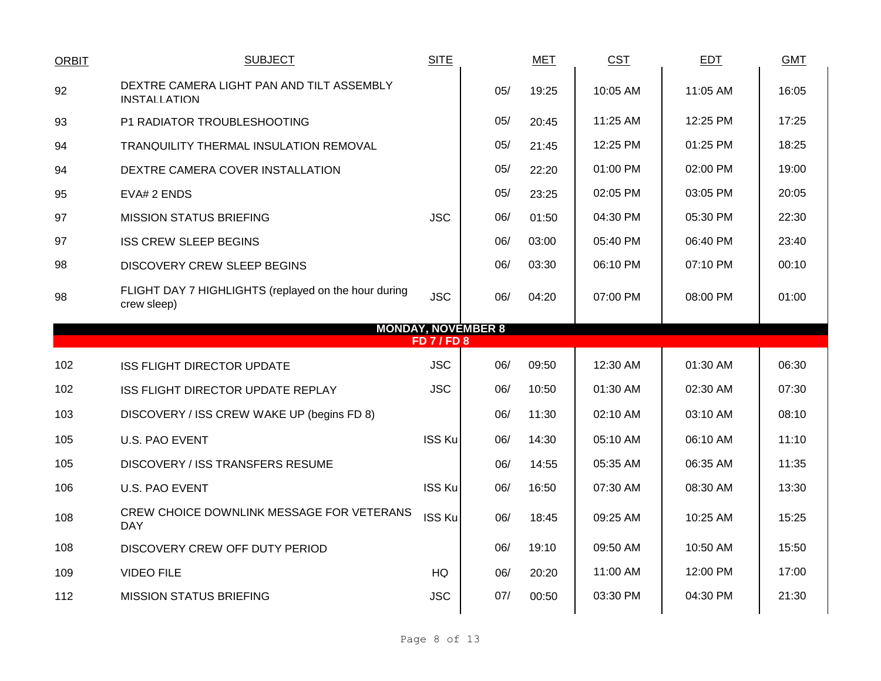| ORBIT | SUBJECT | SITE | MET | | CST | EDT | GMT |
|---|---|---|---|---|---|---|---|
| 92 | DEXTRE CAMERA LIGHT PAN AND TILT ASSEMBLY INSTALLATION | | 05/ | 19:25 | 10:05 AM | 11:05 AM | 16:05 |
| 93 | P1 RADIATOR TROUBLESHOOTING | | 05/ | 20:45 | 11:25 AM | 12:25 PM | 17:25 |
| 94 | TRANQUILITY THERMAL INSULATION REMOVAL | | 05/ | 21:45 | 12:25 PM | 01:25 PM | 18:25 |
| 94 | DEXTRE CAMERA COVER INSTALLATION | | 05/ | 22:20 | 01:00 PM | 02:00 PM | 19:00 |
| 95 | EVA# 2 ENDS | | 05/ | 23:25 | 02:05 PM | 03:05 PM | 20:05 |
| 97 | MISSION STATUS BRIEFING | JSC | 06/ | 01:50 | 04:30 PM | 05:30 PM | 22:30 |
| 97 | ISS CREW SLEEP BEGINS | | 06/ | 03:00 | 05:40 PM | 06:40 PM | 23:40 |
| 98 | DISCOVERY CREW SLEEP BEGINS | | 06/ | 03:30 | 06:10 PM | 07:10 PM | 00:10 |
| 98 | FLIGHT DAY 7 HIGHLIGHTS (replayed on the hour during crew sleep) | JSC | 06/ | 04:20 | 07:00 PM | 08:00 PM | 01:00 |
| | **MONDAY, NOVEMBER 8** | | | | | | |
| | **FD 7 / FD 8** | | | | | | |
| 102 | ISS FLIGHT DIRECTOR UPDATE | JSC | 06/ | 09:50 | 12:30 AM | 01:30 AM | 06:30 |
| 102 | ISS FLIGHT DIRECTOR UPDATE REPLAY | JSC | 06/ | 10:50 | 01:30 AM | 02:30 AM | 07:30 |
| 103 | DISCOVERY / ISS CREW WAKE UP (begins FD 8) | | 06/ | 11:30 | 02:10 AM | 03:10 AM | 08:10 |
| 105 | U.S. PAO EVENT | ISS Ku | 06/ | 14:30 | 05:10 AM | 06:10 AM | 11:10 |
| 105 | DISCOVERY / ISS TRANSFERS RESUME | | 06/ | 14:55 | 05:35 AM | 06:35 AM | 11:35 |
| 106 | U.S. PAO EVENT | ISS Ku | 06/ | 16:50 | 07:30 AM | 08:30 AM | 13:30 |
| 108 | CREW CHOICE DOWNLINK MESSAGE FOR VETERANS DAY | ISS Ku | 06/ | 18:45 | 09:25 AM | 10:25 AM | 15:25 |
| 108 | DISCOVERY CREW OFF DUTY PERIOD | | 06/ | 19:10 | 09:50 AM | 10:50 AM | 15:50 |
| 109 | VIDEO FILE | HQ | 06/ | 20:20 | 11:00 AM | 12:00 PM | 17:00 |
| 112 | MISSION STATUS BRIEFING | JSC | 07/ | 00:50 | 03:30 PM | 04:30 PM | 21:30 |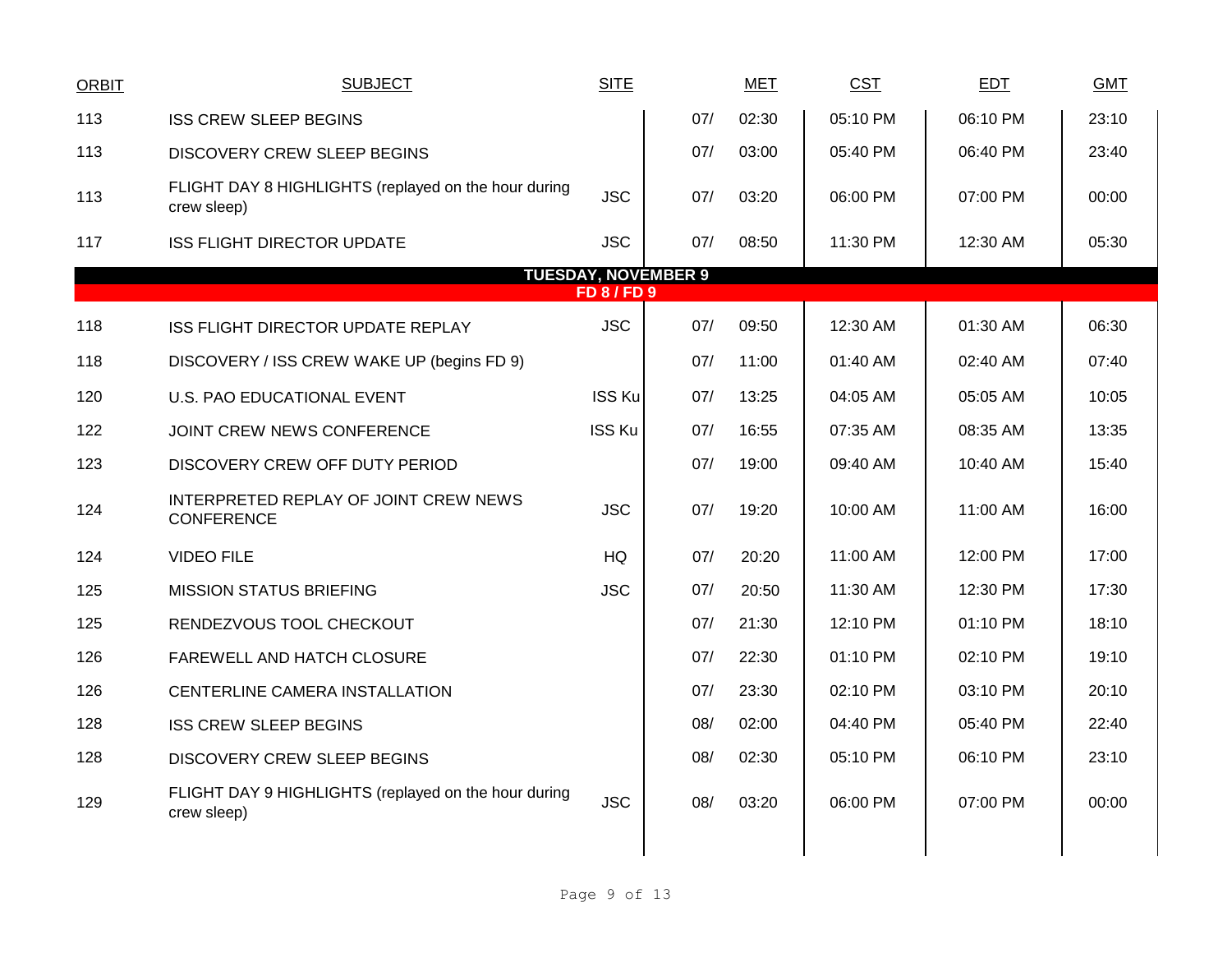| ORBIT | SUBJECT | SITE | MET | | CST | EDT | GMT |
|---|---|---|---|---|---|---|---|
| 113 | ISS CREW SLEEP BEGINS | | 07/ | 02:30 | 05:10 PM | 06:10 PM | 23:10 |
| 113 | DISCOVERY CREW SLEEP BEGINS | | 07/ | 03:00 | 05:40 PM | 06:40 PM | 23:40 |
| 113 | FLIGHT DAY 8 HIGHLIGHTS (replayed on the hour during crew sleep) | JSC | 07/ | 03:20 | 06:00 PM | 07:00 PM | 00:00 |
| 117 | ISS FLIGHT DIRECTOR UPDATE | JSC | 07/ | 08:50 | 11:30 PM | 12:30 AM | 05:30 |
| | **TUESDAY, NOVEMBER 9** | | | | | | |
| | **FD 8 / FD 9** | | | | | | |
| 118 | ISS FLIGHT DIRECTOR UPDATE REPLAY | JSC | 07/ | 09:50 | 12:30 AM | 01:30 AM | 06:30 |
| 118 | DISCOVERY / ISS CREW WAKE UP (begins FD 9) | | 07/ | 11:00 | 01:40 AM | 02:40 AM | 07:40 |
| 120 | U.S. PAO EDUCATIONAL EVENT | ISS Ku | 07/ | 13:25 | 04:05 AM | 05:05 AM | 10:05 |
| 122 | JOINT CREW NEWS CONFERENCE | ISS Ku | 07/ | 16:55 | 07:35 AM | 08:35 AM | 13:35 |
| 123 | DISCOVERY CREW OFF DUTY PERIOD | | 07/ | 19:00 | 09:40 AM | 10:40 AM | 15:40 |
| 124 | INTERPRETED REPLAY OF JOINT CREW NEWS CONFERENCE | JSC | 07/ | 19:20 | 10:00 AM | 11:00 AM | 16:00 |
| 124 | VIDEO FILE | HQ | 07/ | 20:20 | 11:00 AM | 12:00 PM | 17:00 |
| 125 | MISSION STATUS BRIEFING | JSC | 07/ | 20:50 | 11:30 AM | 12:30 PM | 17:30 |
| 125 | RENDEZVOUS TOOL CHECKOUT | | 07/ | 21:30 | 12:10 PM | 01:10 PM | 18:10 |
| 126 | FAREWELL AND HATCH CLOSURE | | 07/ | 22:30 | 01:10 PM | 02:10 PM | 19:10 |
| 126 | CENTERLINE CAMERA INSTALLATION | | 07/ | 23:30 | 02:10 PM | 03:10 PM | 20:10 |
| 128 | ISS CREW SLEEP BEGINS | | 08/ | 02:00 | 04:40 PM | 05:40 PM | 22:40 |
| 128 | DISCOVERY CREW SLEEP BEGINS | | 08/ | 02:30 | 05:10 PM | 06:10 PM | 23:10 |
| 129 | FLIGHT DAY 9 HIGHLIGHTS (replayed on the hour during crew sleep) | JSC | 08/ | 03:20 | 06:00 PM | 07:00 PM | 00:00 |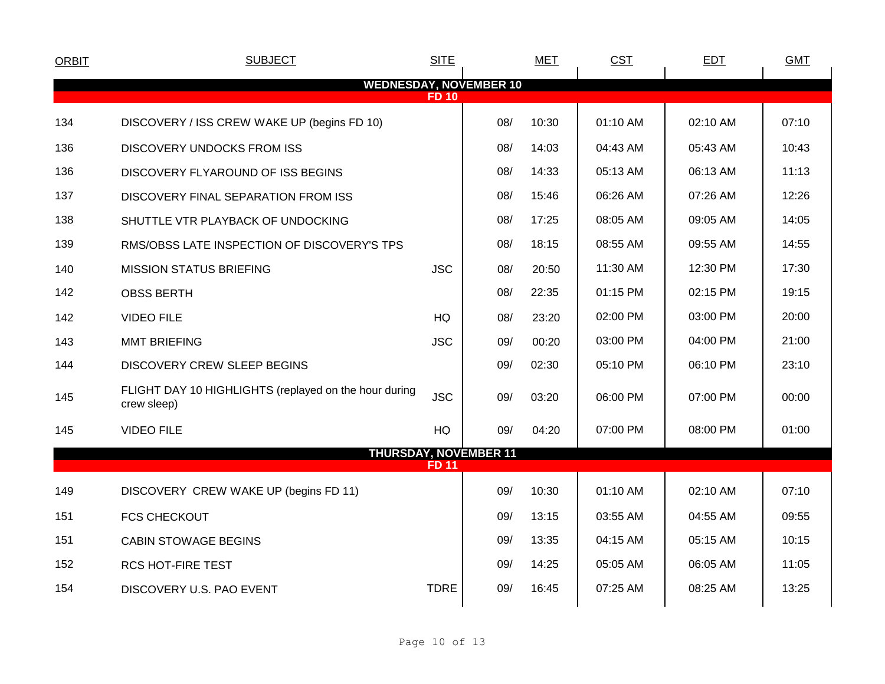| ORBIT | SUBJECT | SITE | MET | | CST | EDT | GMT |
|---|---|---|---|---|---|---|---|
| **WEDNESDAY, NOVEMBER 10** | | | | | | | |
| **FD 10** | | | | | | | |
| 134 | DISCOVERY / ISS CREW WAKE UP (begins FD 10) | | 08/ | 10:30 | 01:10 AM | 02:10 AM | 07:10 |
| 136 | DISCOVERY UNDOCKS FROM ISS | | 08/ | 14:03 | 04:43 AM | 05:43 AM | 10:43 |
| 136 | DISCOVERY FLYAROUND OF ISS BEGINS | | 08/ | 14:33 | 05:13 AM | 06:13 AM | 11:13 |
| 137 | DISCOVERY FINAL SEPARATION FROM ISS | | 08/ | 15:46 | 06:26 AM | 07:26 AM | 12:26 |
| 138 | SHUTTLE VTR PLAYBACK OF UNDOCKING | | 08/ | 17:25 | 08:05 AM | 09:05 AM | 14:05 |
| 139 | RMS/OBSS LATE INSPECTION OF DISCOVERY'S TPS | | 08/ | 18:15 | 08:55 AM | 09:55 AM | 14:55 |
| 140 | MISSION STATUS BRIEFING | JSC | 08/ | 20:50 | 11:30 AM | 12:30 PM | 17:30 |
| 142 | OBSS BERTH | | 08/ | 22:35 | 01:15 PM | 02:15 PM | 19:15 |
| 142 | VIDEO FILE | HQ | 08/ | 23:20 | 02:00 PM | 03:00 PM | 20:00 |
| 143 | MMT BRIEFING | JSC | 09/ | 00:20 | 03:00 PM | 04:00 PM | 21:00 |
| 144 | DISCOVERY CREW SLEEP BEGINS | | 09/ | 02:30 | 05:10 PM | 06:10 PM | 23:10 |
| 145 | FLIGHT DAY 10 HIGHLIGHTS (replayed on the hour during crew sleep) | JSC | 09/ | 03:20 | 06:00 PM | 07:00 PM | 00:00 |
| 145 | VIDEO FILE | HQ | 09/ | 04:20 | 07:00 PM | 08:00 PM | 01:00 |
| **THURSDAY, NOVEMBER 11** | | | | | | | |
| **FD 11** | | | | | | | |
| 149 | DISCOVERY CREW WAKE UP (begins FD 11) | | 09/ | 10:30 | 01:10 AM | 02:10 AM | 07:10 |
| 151 | FCS CHECKOUT | | 09/ | 13:15 | 03:55 AM | 04:55 AM | 09:55 |
| 151 | CABIN STOWAGE BEGINS | | 09/ | 13:35 | 04:15 AM | 05:15 AM | 10:15 |
| 152 | RCS HOT-FIRE TEST | | 09/ | 14:25 | 05:05 AM | 06:05 AM | 11:05 |
| 154 | DISCOVERY U.S. PAO EVENT | TDRE | 09/ | 16:45 | 07:25 AM | 08:25 AM | 13:25 |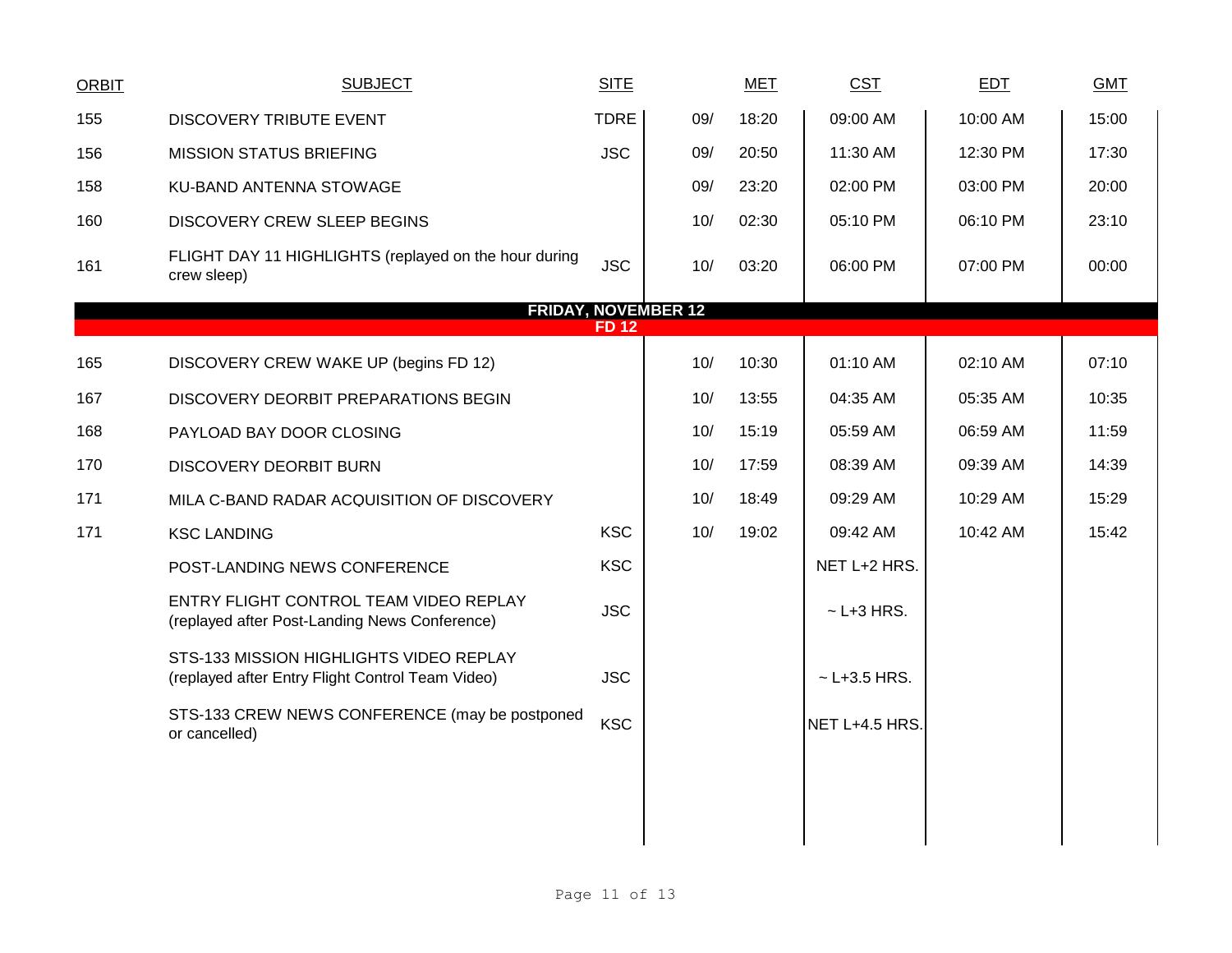| ORBIT | SUBJECT | SITE | MET | | CST | EDT | GMT |
|---|---|---|---|---|---|---|---|
| 155 | DISCOVERY TRIBUTE EVENT | TDRE | 09/ | 18:20 | 09:00 AM | 10:00 AM | 15:00 |
| 156 | MISSION STATUS BRIEFING | JSC | 09/ | 20:50 | 11:30 AM | 12:30 PM | 17:30 |
| 158 | KU-BAND ANTENNA STOWAGE | | 09/ | 23:20 | 02:00 PM | 03:00 PM | 20:00 |
| 160 | DISCOVERY CREW SLEEP BEGINS | | 10/ | 02:30 | 05:10 PM | 06:10 PM | 23:10 |
| 161 | FLIGHT DAY 11 HIGHLIGHTS (replayed on the hour during crew sleep) | JSC | 10/ | 03:20 | 06:00 PM | 07:00 PM | 00:00 |
| | **FRIDAY, NOVEMBER 12** | | | | | | |
| | **FD 12** | | | | | | |
| 165 | DISCOVERY CREW WAKE UP (begins FD 12) | | 10/ | 10:30 | 01:10 AM | 02:10 AM | 07:10 |
| 167 | DISCOVERY DEORBIT PREPARATIONS BEGIN | | 10/ | 13:55 | 04:35 AM | 05:35 AM | 10:35 |
| 168 | PAYLOAD BAY DOOR CLOSING | | 10/ | 15:19 | 05:59 AM | 06:59 AM | 11:59 |
| 170 | DISCOVERY DEORBIT BURN | | 10/ | 17:59 | 08:39 AM | 09:39 AM | 14:39 |
| 171 | MILA C-BAND RADAR ACQUISITION OF DISCOVERY | | 10/ | 18:49 | 09:29 AM | 10:29 AM | 15:29 |
| 171 | KSC LANDING | KSC | 10/ | 19:02 | 09:42 AM | 10:42 AM | 15:42 |
| | POST-LANDING NEWS CONFERENCE | KSC | | | NET L+2 HRS. | | |
| | ENTRY FLIGHT CONTROL TEAM VIDEO REPLAY (replayed after Post-Landing News Conference) | JSC | | | ~ L+3 HRS. | | |
| | STS-133 MISSION HIGHLIGHTS VIDEO REPLAY (replayed after Entry Flight Control Team Video) | JSC | | | ~ L+3.5 HRS. | | |
| | STS-133 CREW NEWS CONFERENCE (may be postponed or cancelled) | KSC | | | NET L+4.5 HRS. | | |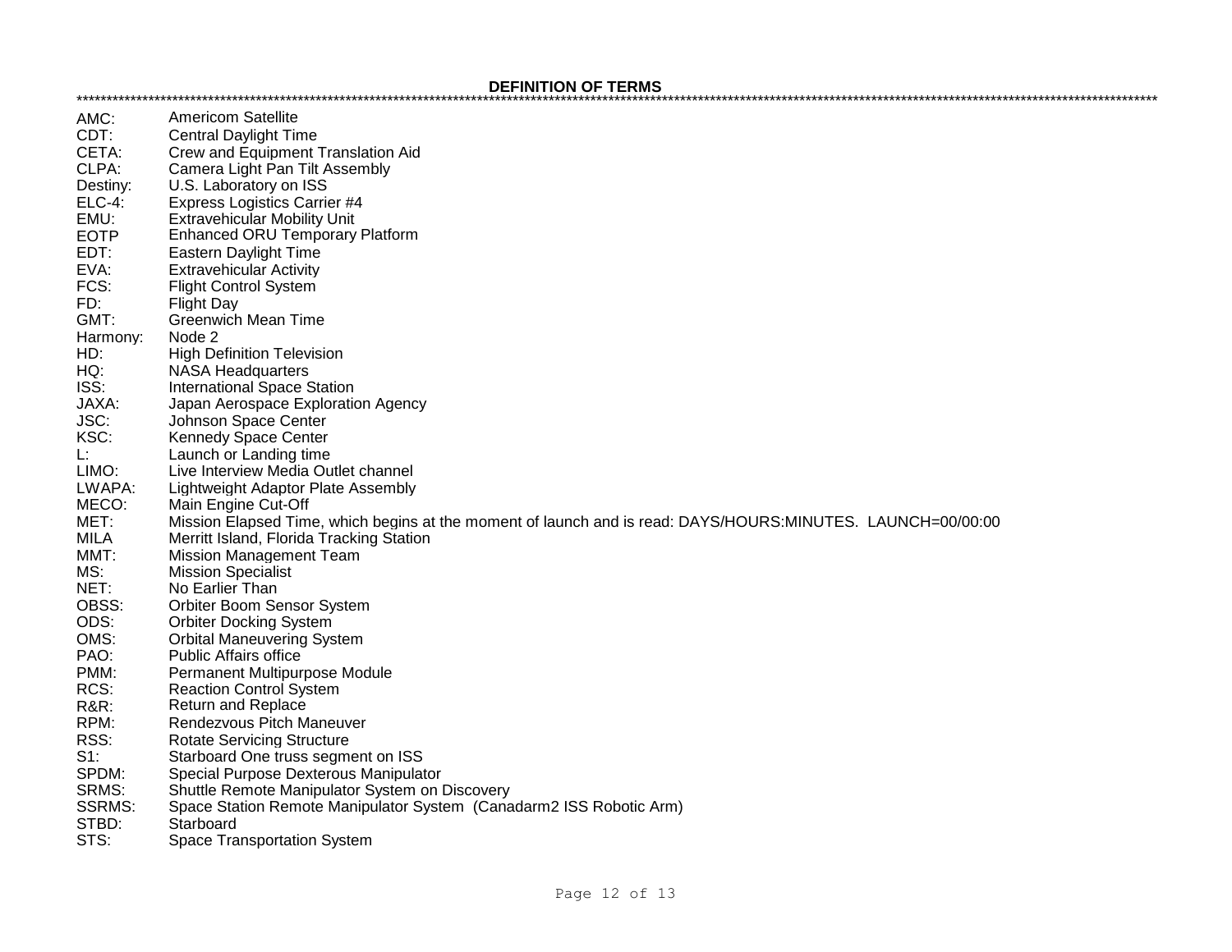## DEFINITION OF TERMS

**************************************************************************************************************************************************************************

| | |
|---|---|
| AMC: | Americom Satellite |
| CDT: | Central Daylight Time |
| CETA: | Crew and Equipment Translation Aid |
| CLPA: | Camera Light Pan Tilt Assembly |
| Destiny: | U.S. Laboratory on ISS |
| ELC-4: | Express Logistics Carrier #4 |
| EMU: | Extravehicular Mobility Unit |
| EOTP | Enhanced ORU Temporary Platform |
| EDT: | Eastern Daylight Time |
| EVA: | Extravehicular Activity |
| FCS: | Flight Control System |
| FD: | Flight Day |
| GMT: | Greenwich Mean Time |
| Harmony: | Node 2 |
| HD: | High Definition Television |
| HQ: | NASA Headquarters |
| ISS: | International Space Station |
| JAXA: | Japan Aerospace Exploration Agency |
| JSC: | Johnson Space Center |
| KSC: | Kennedy Space Center |
| L: | Launch or Landing time |
| LIMO: | Live Interview Media Outlet channel |
| LWAPA: | Lightweight Adaptor Plate Assembly |
| MECO: | Main Engine Cut-Off |
| MET: | Mission Elapsed Time, which begins at the moment of launch and is read: DAYS/HOURS:MINUTES. LAUNCH=00/00:00 |
| MILA | Merritt Island, Florida Tracking Station |
| MMT: | Mission Management Team |
| MS: | Mission Specialist |
| NET: | No Earlier Than |
| OBSS: | Orbiter Boom Sensor System |
| ODS: | Orbiter Docking System |
| OMS: | Orbital Maneuvering System |
| PAO: | Public Affairs office |
| PMM: | Permanent Multipurpose Module |
| RCS: | Reaction Control System |
| R&R: | Return and Replace |
| RPM: | Rendezvous Pitch Maneuver |
| RSS: | Rotate Servicing Structure |
| S1: | Starboard One truss segment on ISS |
| SPDM: | Special Purpose Dexterous Manipulator |
| SRMS: | Shuttle Remote Manipulator System on Discovery |
| SSRMS: | Space Station Remote Manipulator System (Canadarm2 ISS Robotic Arm) |
| STBD: | Starboard |
| STS: | Space Transportation System |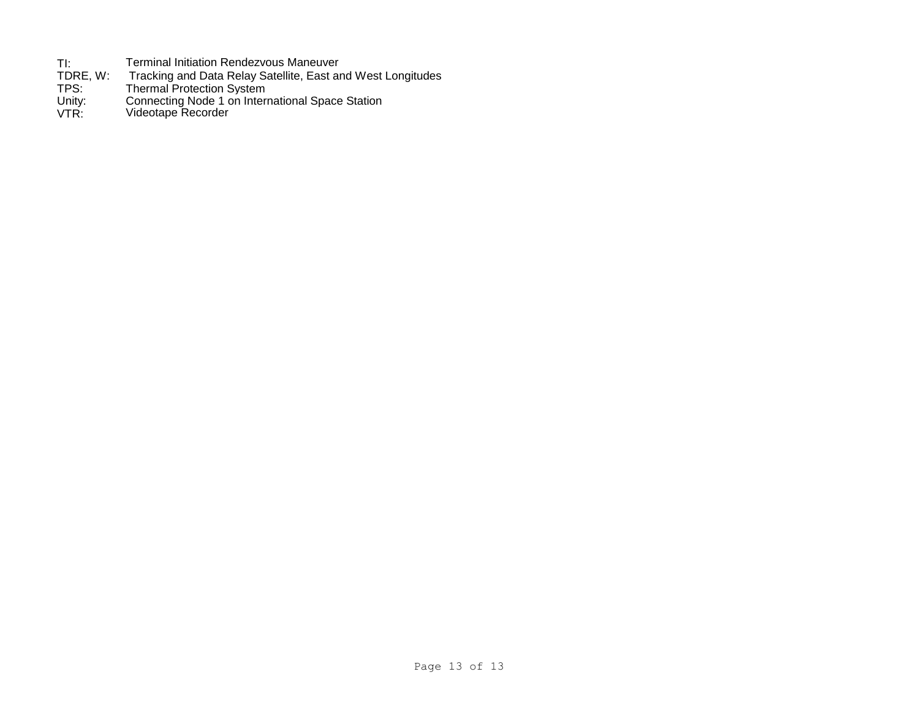TI: Terminal Initiation Rendezvous Maneuver
TDRE, W: Tracking and Data Relay Satellite, East and West Longitudes
TPS: Thermal Protection System
Unity: Connecting Node 1 on International Space Station
VTR: Videotape Recorder